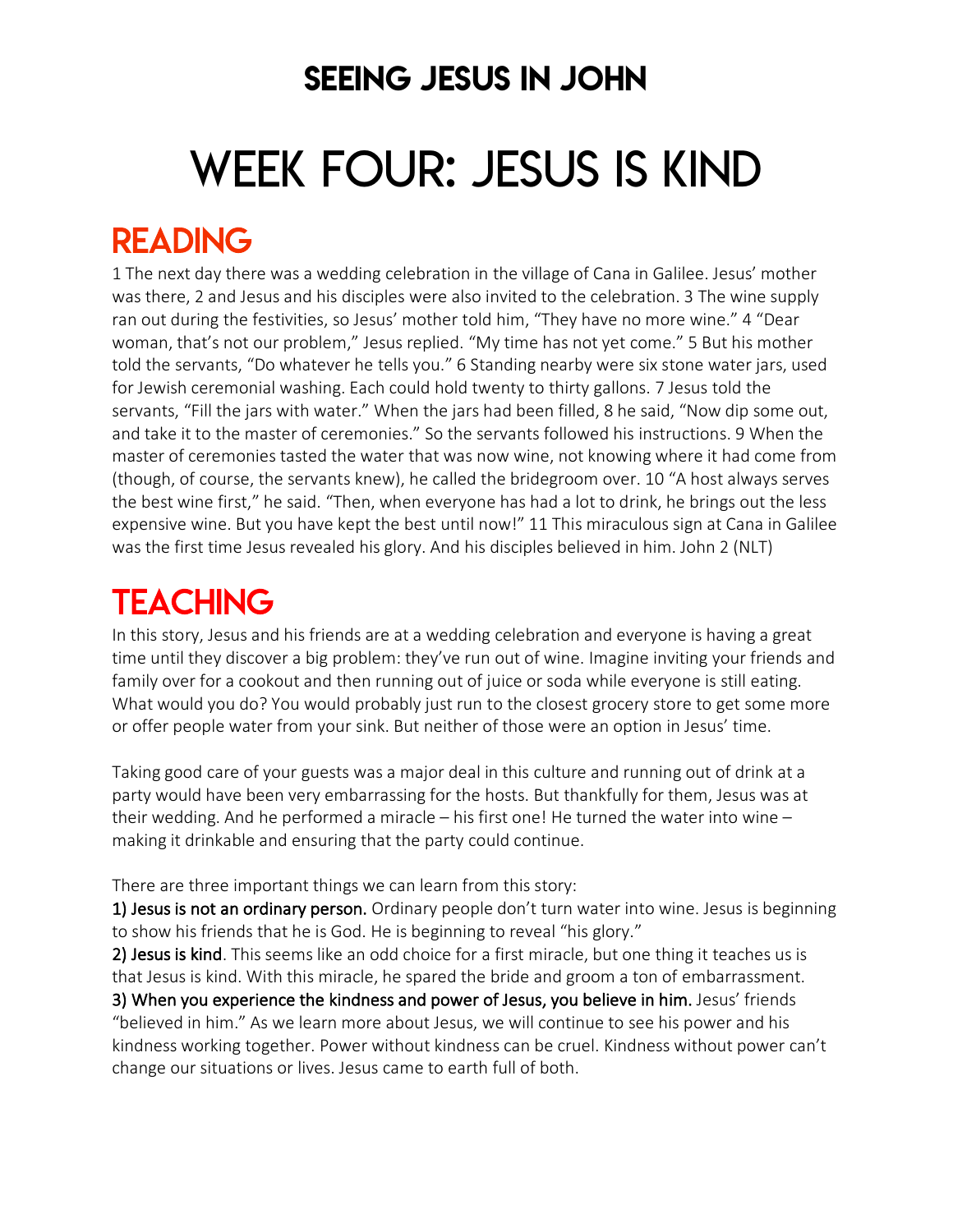## SEEING JESUS IN JOHN

# WEEK FOUR: JESUS IS KIND

## READING

1 The next day there was a wedding celebration in the village of Cana in Galilee. Jesus' mother was there, 2 and Jesus and his disciples were also invited to the celebration. 3 The wine supply ran out during the festivities, so Jesus' mother told him, "They have no more wine." 4 "Dear woman, that's not our problem," Jesus replied. "My time has not yet come." 5 But his mother told the servants, "Do whatever he tells you." 6 Standing nearby were six stone water jars, used for Jewish ceremonial washing. Each could hold twenty to thirty gallons. 7 Jesus told the servants, "Fill the jars with water." When the jars had been filled, 8 he said, "Now dip some out, and take it to the master of ceremonies." So the servants followed his instructions. 9 When the master of ceremonies tasted the water that was now wine, not knowing where it had come from (though, of course, the servants knew), he called the bridegroom over. 10 "A host always serves the best wine first," he said. "Then, when everyone has had a lot to drink, he brings out the less expensive wine. But you have kept the best until now!" 11 This miraculous sign at Cana in Galilee was the first time Jesus revealed his glory. And his disciples believed in him. John 2 (NLT)

## TEACHING

In this story, Jesus and his friends are at a wedding celebration and everyone is having a great time until they discover a big problem: they've run out of wine. Imagine inviting your friends and family over for a cookout and then running out of juice or soda while everyone is still eating. What would you do? You would probably just run to the closest grocery store to get some more or offer people water from your sink. But neither of those were an option in Jesus' time.

Taking good care of your guests was a major deal in this culture and running out of drink at a party would have been very embarrassing for the hosts. But thankfully for them, Jesus was at their wedding. And he performed a miracle – his first one! He turned the water into wine – making it drinkable and ensuring that the party could continue.

There are three important things we can learn from this story:

**1) Jesus is not an ordinary person.** Ordinary people don't turn water into wine. Jesus is beginning to show his friends that he is God. He is beginning to reveal "his glory."

**2) Jesus is kind**. This seems like an odd choice for a first miracle, but one thing it teaches us is that Jesus is kind. With this miracle, he spared the bride and groom a ton of embarrassment.

**3) When you experience the kindness and power of Jesus, you believe in him.** Jesus' friends "believed in him." As we learn more about Jesus, we will continue to see his power and his kindness working together. Power without kindness can be cruel. Kindness without power can't change our situations or lives. Jesus came to earth full of both.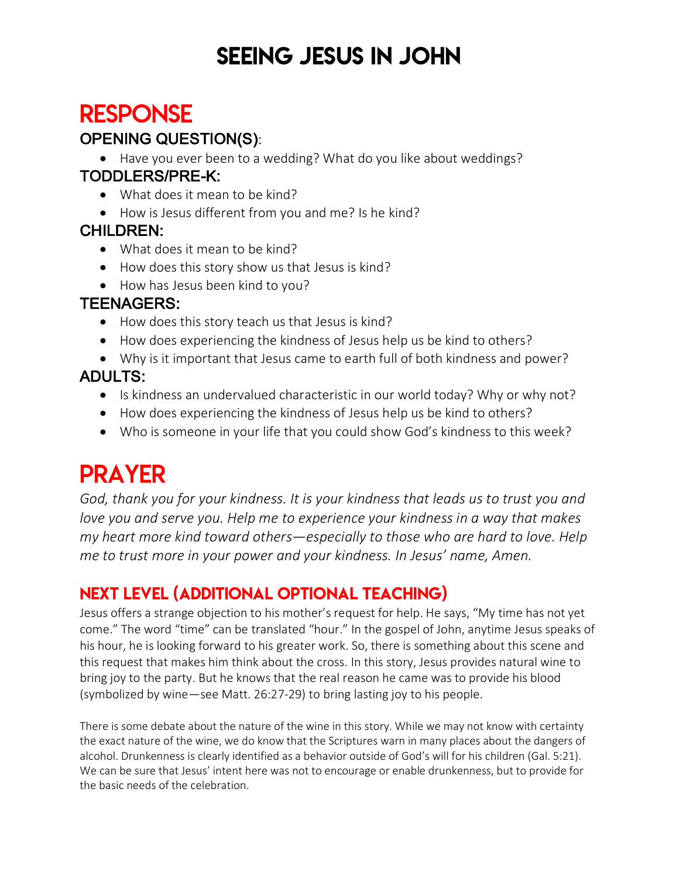# SEEING JESUS IN JOHN

## RESPONSE

### OPENING QUESTION(S):

- Have you ever been to a wedding? What do you like about weddings?

### TODDLERS/PRE-K:

- What does it mean to be kind?
- How is Jesus different from you and me? Is he kind?

### CHILDREN:

- What does it mean to be kind?
- How does this story show us that Jesus is kind?
- How has Jesus been kind to you?

### TEENAGERS:

- How does this story teach us that Jesus is kind?
- How does experiencing the kindness of Jesus help us be kind to others?
- Why is it important that Jesus came to earth full of both kindness and power?

### ADULTS:

- Is kindness an undervalued characteristic in our world today? Why or why not?
- How does experiencing the kindness of Jesus help us be kind to others?
- Who is someone in your life that you could show God's kindness to this week?

## PRAYER

*God, thank you for your kindness. It is your kindness that leads us to trust you and love you and serve you. Help me to experience your kindness in a way that makes my heart more kind toward others—especially to those who are hard to love. Help me to trust more in your power and your kindness. In Jesus' name, Amen.*

### NEXT LEVEL (ADDITIONAL OPTIONAL TEACHING)

Jesus offers a strange objection to his mother's request for help. He says, "My time has not yet come." The word "time" can be translated "hour." In the gospel of John, anytime Jesus speaks of his hour, he is looking forward to his greater work. So, there is something about this scene and this request that makes him think about the cross. In this story, Jesus provides natural wine to bring joy to the party. But he knows that the real reason he came was to provide his blood (symbolized by wine—see Matt. 26:27-29) to bring lasting joy to his people.

There is some debate about the nature of the wine in this story. While we may not know with certainty the exact nature of the wine, we do know that the Scriptures warn in many places about the dangers of alcohol. Drunkenness is clearly identified as a behavior outside of God's will for his children (Gal. 5:21). We can be sure that Jesus' intent here was not to encourage or enable drunkenness, but to provide for the basic needs of the celebration.